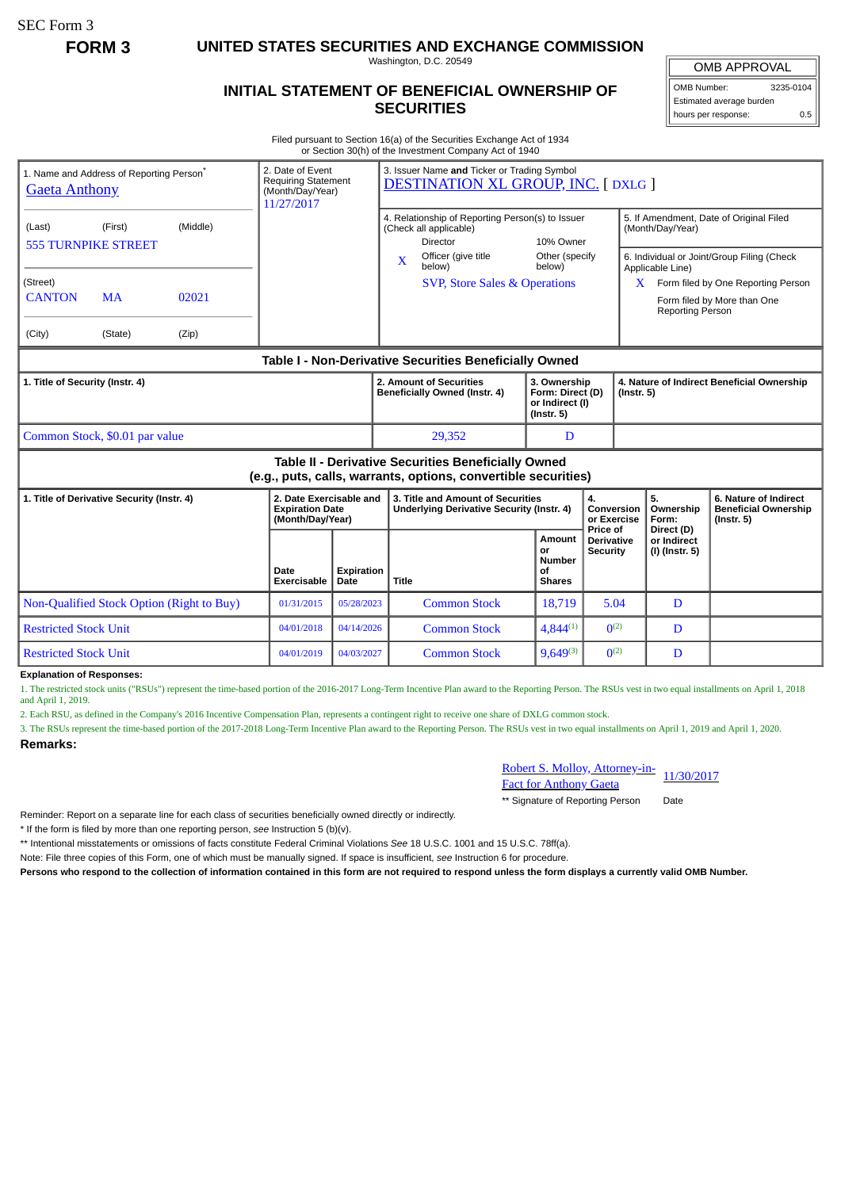SEC Form 3

**FORM 3**

# UNITED STATES SECURITIES AND EXCHANGE COMMISSION

Washington, D.C. 20549

## INITIAL STATEMENT OF BENEFICIAL OWNERSHIP OF SECURITIES

| OMB APPROVAL | |
|---|---|
| OMB Number: | 3235-0104 |
| Estimated average burden | |
| hours per response: | 0.5 |

Filed pursuant to Section 16(a) of the Securities Exchange Act of 1934 or Section 30(h) of the Investment Company Act of 1940

| 1. Name and Address of Reporting Person* | 2. Date of Event Requiring Statement (Month/Day/Year) | 3. Issuer Name and Ticker or Trading Symbol |
|---|---|---|
| Gaeta Anthony | 11/27/2017 | DESTINATION XL GROUP, INC. [ DXLG ] |
| (Last) (First) (Middle) 555 TURNPIKE STREET | | 4. Relationship of Reporting Person(s) to Issuer (Check all applicable): Director; 10% Owner; X Officer (give title below); Other (specify below) — SVP, Store Sales & Operations |
| (Street) CANTON MA 02021 | | 5. If Amendment, Date of Original Filed (Month/Day/Year) |
| (City) (State) (Zip) | | 6. Individual or Joint/Group Filing (Check Applicable Line): X Form filed by One Reporting Person; Form filed by More than One Reporting Person |

### Table I - Non-Derivative Securities Beneficially Owned

| 1. Title of Security (Instr. 4) | 2. Amount of Securities Beneficially Owned (Instr. 4) | 3. Ownership Form: Direct (D) or Indirect (I) (Instr. 5) | 4. Nature of Indirect Beneficial Ownership (Instr. 5) |
|---|---|---|---|
| Common Stock, $0.01 par value | 29,352 | D | |

### Table II - Derivative Securities Beneficially Owned (e.g., puts, calls, warrants, options, convertible securities)

| 1. Title of Derivative Security (Instr. 4) | 2. Date Exercisable and Expiration Date (Month/Day/Year) | | 3. Title and Amount of Securities Underlying Derivative Security (Instr. 4) | | 4. Conversion or Exercise Price of Derivative Security | 5. Ownership Form: Direct (D) or Indirect (I) (Instr. 5) | 6. Nature of Indirect Beneficial Ownership (Instr. 5) |
|---|---|---|---|---|---|---|---|
| | Date Exercisable | Expiration Date | Title | Amount or Number of Shares | | | |
| Non-Qualified Stock Option (Right to Buy) | 01/31/2015 | 05/28/2023 | Common Stock | 18,719 | 5.04 | D | |
| Restricted Stock Unit | 04/01/2018 | 04/14/2026 | Common Stock | 4,844[(1)] | 0[(2)] | D | |
| Restricted Stock Unit | 04/01/2019 | 04/03/2027 | Common Stock | 9,649[(3)] | 0[(2)] | D | |

**Explanation of Responses:**

1. The restricted stock units ("RSUs") represent the time-based portion of the 2016-2017 Long-Term Incentive Plan award to the Reporting Person. The RSUs vest in two equal installments on April 1, 2018 and April 1, 2019.

2. Each RSU, as defined in the Company's 2016 Incentive Compensation Plan, represents a contingent right to receive one share of DXLG common stock.

3. The RSUs represent the time-based portion of the 2017-2018 Long-Term Incentive Plan award to the Reporting Person. The RSUs vest in two equal installments on April 1, 2019 and April 1, 2020.

**Remarks:**

Robert S. Molloy, Attorney-in-Fact for Anthony Gaeta — 11/30/2017

** Signature of Reporting Person — Date

Reminder: Report on a separate line for each class of securities beneficially owned directly or indirectly.

* If the form is filed by more than one reporting person, *see* Instruction 5 (b)(v).

** Intentional misstatements or omissions of facts constitute Federal Criminal Violations *See* 18 U.S.C. 1001 and 15 U.S.C. 78ff(a).

Note: File three copies of this Form, one of which must be manually signed. If space is insufficient, *see* Instruction 6 for procedure.

**Persons who respond to the collection of information contained in this form are not required to respond unless the form displays a currently valid OMB Number.**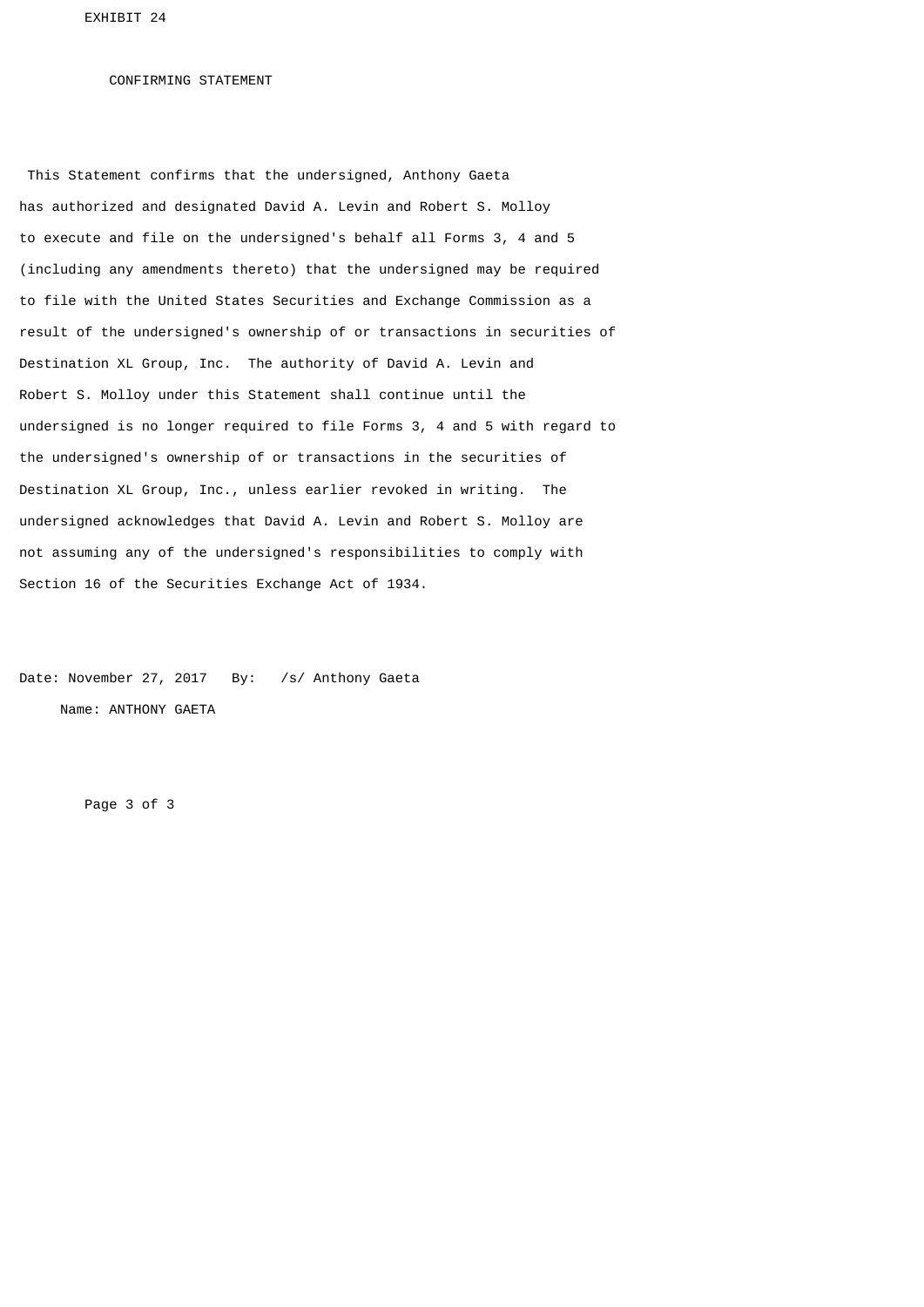EXHIBIT 24

CONFIRMING STATEMENT

This Statement confirms that the undersigned, Anthony Gaeta has authorized and designated David A. Levin and Robert S. Molloy to execute and file on the undersigned's behalf all Forms 3, 4 and 5 (including any amendments thereto) that the undersigned may be required to file with the United States Securities and Exchange Commission as a result of the undersigned's ownership of or transactions in securities of Destination XL Group, Inc. The authority of David A. Levin and Robert S. Molloy under this Statement shall continue until the undersigned is no longer required to file Forms 3, 4 and 5 with regard to the undersigned's ownership of or transactions in the securities of Destination XL Group, Inc., unless earlier revoked in writing. The undersigned acknowledges that David A. Levin and Robert S. Molloy are not assuming any of the undersigned's responsibilities to comply with Section 16 of the Securities Exchange Act of 1934.

Date: November 27, 2017 By: /s/ Anthony Gaeta

Name: ANTHONY GAETA